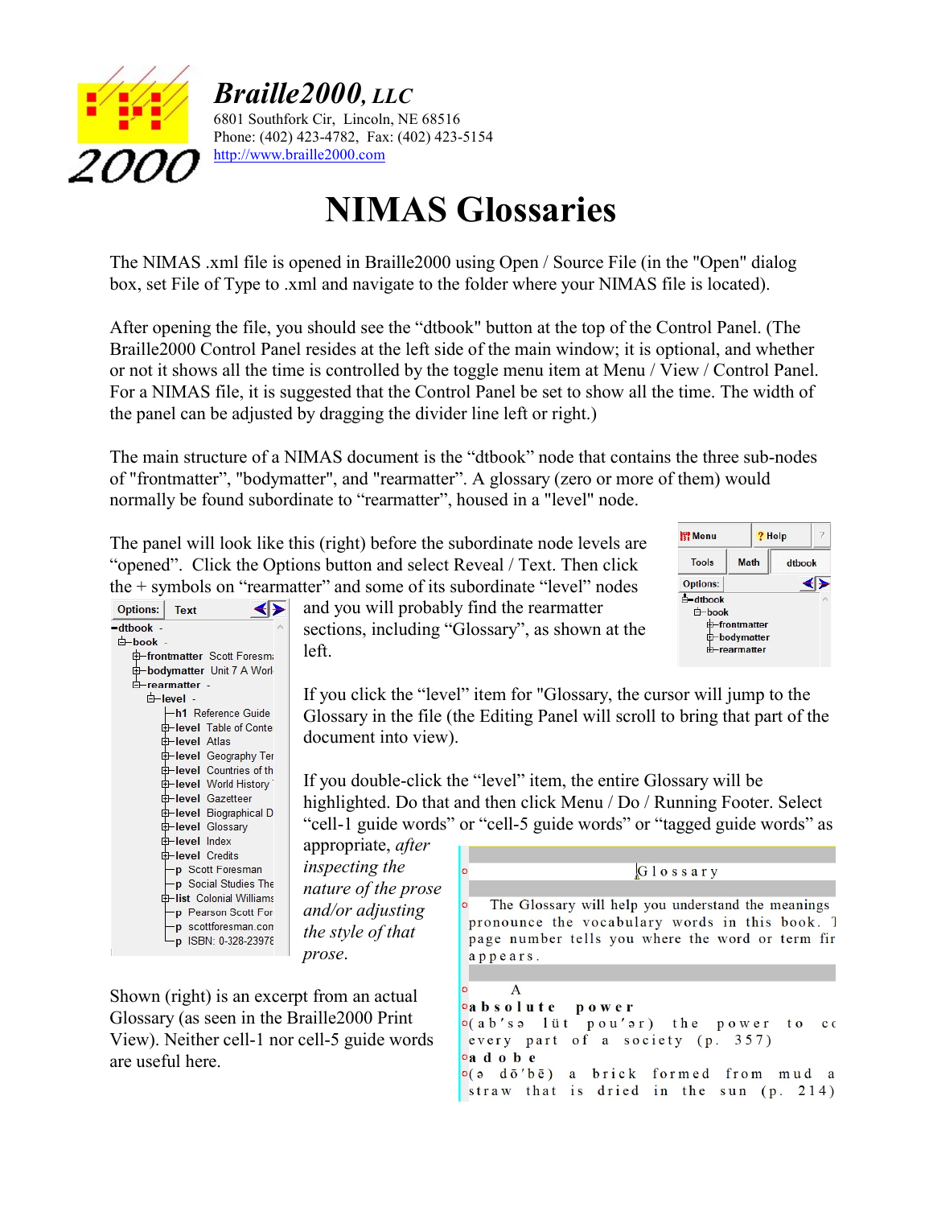**Braille2000, LLC**
6801 Southfork Cir, Lincoln, NE 68516
Phone: (402) 423-4782, Fax: (402) 423-5154
http://www.braille2000.com

# NIMAS Glossaries

The NIMAS .xml file is opened in Braille2000 using Open / Source File (in the "Open" dialog box, set File of Type to .xml and navigate to the folder where your NIMAS file is located).

After opening the file, you should see the "dtbook" button at the top of the Control Panel. (The Braille2000 Control Panel resides at the left side of the main window; it is optional, and whether or not it shows all the time is controlled by the toggle menu item at Menu / View / Control Panel. For a NIMAS file, it is suggested that the Control Panel be set to show all the time. The width of the panel can be adjusted by dragging the divider line left or right.)

The main structure of a NIMAS document is the "dtbook" node that contains the three sub-nodes of "frontmatter", "bodymatter", and "rearmatter". A glossary (zero or more of them) would normally be found subordinate to "rearmatter", housed in a "level" node.

The panel will look like this (right) before the subordinate node levels are "opened". Click the Options button and select Reveal / Text. Then click the + symbols on "rearmatter" and some of its subordinate "level" nodes and you will probably find the rearmatter sections, including "Glossary", as shown at the left.

If you click the "level" item for "Glossary, the cursor will jump to the Glossary in the file (the Editing Panel will scroll to bring that part of the document into view).

If you double-click the "level" item, the entire Glossary will be highlighted. Do that and then click Menu / Do / Running Footer. Select "cell-1 guide words" or "cell-5 guide words" or "tagged guide words" as appropriate, *after inspecting the nature of the prose and/or adjusting the style of that prose.*

Shown (right) is an excerpt from an actual Glossary (as seen in the Braille2000 Print View). Neither cell-1 nor cell-5 guide words are useful here.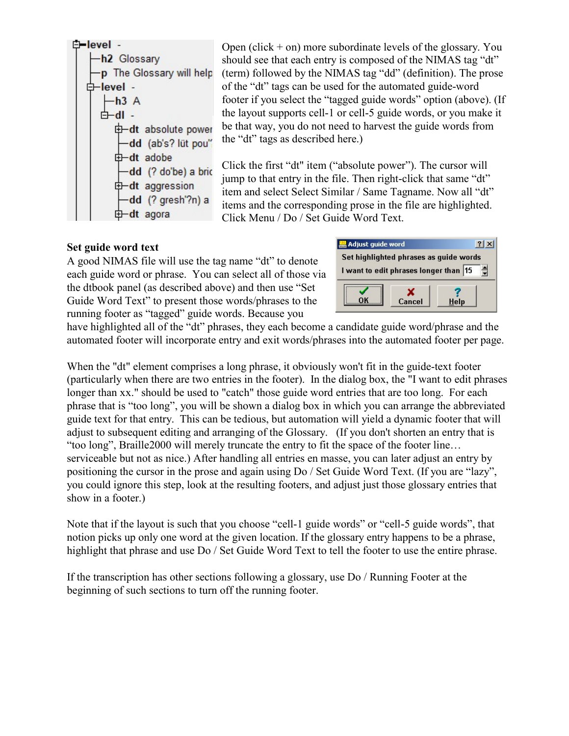Open (click + on) more subordinate levels of the glossary. You should see that each entry is composed of the NIMAS tag “dt” (term) followed by the NIMAS tag “dd” (definition). The prose of the “dt” tags can be used for the automated guide-word footer if you select the “tagged guide words” option (above). (If the layout supports cell-1 or cell-5 guide words, or you make it be that way, you do not need to harvest the guide words from the “dt” tags as described here.)

Click the first “dt" item (“absolute power”). The cursor will jump to that entry in the file. Then right-click that same “dt” item and select Select Similar / Same Tagname. Now all “dt” items and the corresponding prose in the file are highlighted. Click Menu / Do / Set Guide Word Text.

**Set guide word text**

A good NIMAS file will use the tag name “dt” to denote each guide word or phrase. You can select all of those via the dtbook panel (as described above) and then use “Set Guide Word Text” to present those words/phrases to the running footer as “tagged” guide words. Because you have highlighted all of the “dt” phrases, they each become a candidate guide word/phrase and the automated footer will incorporate entry and exit words/phrases into the automated footer per page.

When the "dt" element comprises a long phrase, it obviously won't fit in the guide-text footer (particularly when there are two entries in the footer). In the dialog box, the "I want to edit phrases longer than xx." should be used to "catch" those guide word entries that are too long. For each phrase that is “too long”, you will be shown a dialog box in which you can arrange the abbreviated guide text for that entry. This can be tedious, but automation will yield a dynamic footer that will adjust to subsequent editing and arranging of the Glossary. (If you don't shorten an entry that is “too long”, Braille2000 will merely truncate the entry to fit the space of the footer line… serviceable but not as nice.) After handling all entries en masse, you can later adjust an entry by positioning the cursor in the prose and again using Do / Set Guide Word Text. (If you are “lazy”, you could ignore this step, look at the resulting footers, and adjust just those glossary entries that show in a footer.)

Note that if the layout is such that you choose “cell-1 guide words” or “cell-5 guide words”, that notion picks up only one word at the given location. If the glossary entry happens to be a phrase, highlight that phrase and use Do / Set Guide Word Text to tell the footer to use the entire phrase.

If the transcription has other sections following a glossary, use Do / Running Footer at the beginning of such sections to turn off the running footer.